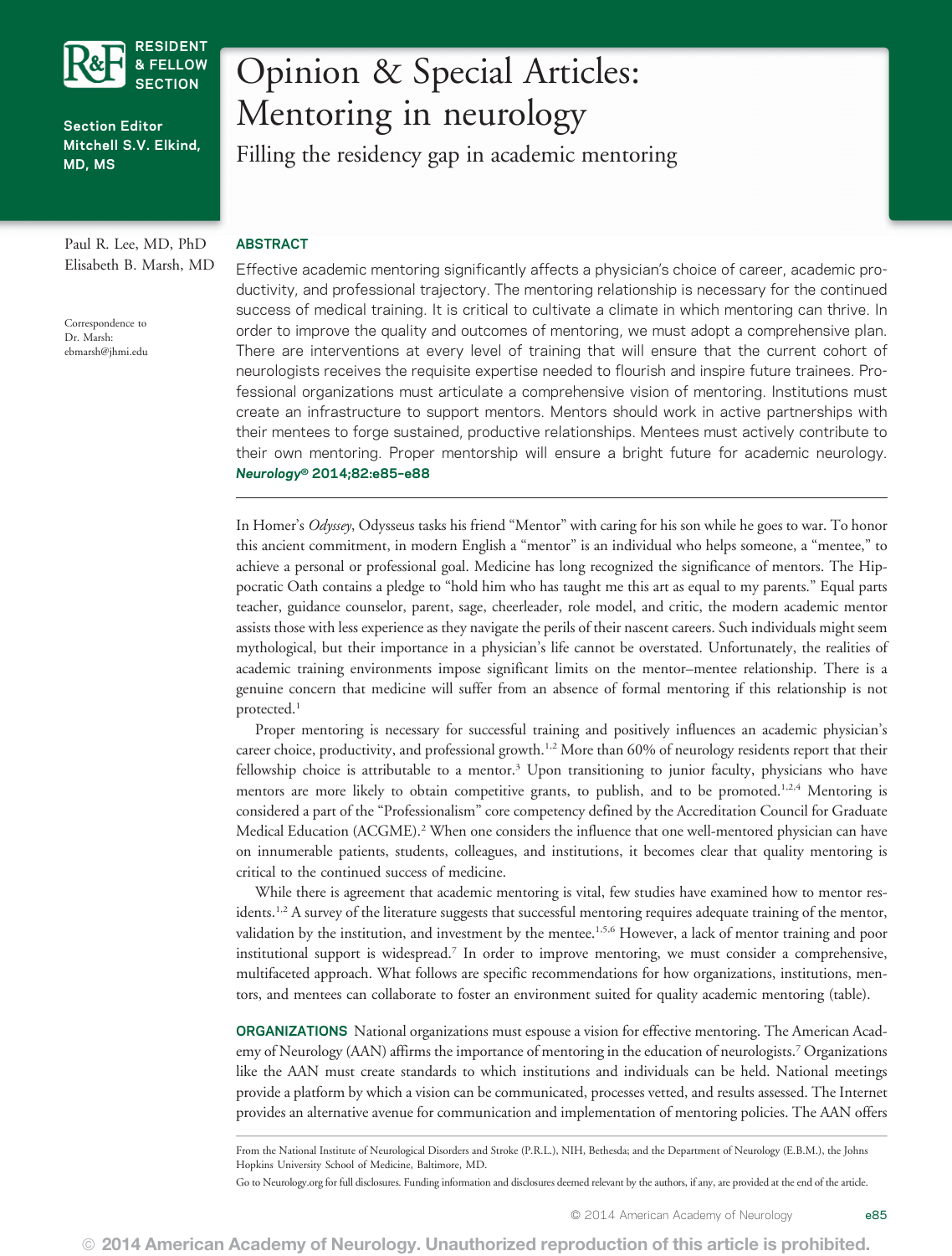RESIDENT & FELLOW SECTION

Section Editor Mitchell S.V. Elkind, MD, MS

# Opinion & Special Articles: Mentoring in neurology

## Filling the residency gap in academic mentoring

Paul R. Lee, MD, PhD
Elisabeth B. Marsh, MD

Correspondence to Dr. Marsh: ebmarsh@jhmi.edu

**ABSTRACT**

Effective academic mentoring significantly affects a physician's choice of career, academic productivity, and professional trajectory. The mentoring relationship is necessary for the continued success of medical training. It is critical to cultivate a climate in which mentoring can thrive. In order to improve the quality and outcomes of mentoring, we must adopt a comprehensive plan. There are interventions at every level of training that will ensure that the current cohort of neurologists receives the requisite expertise needed to flourish and inspire future trainees. Professional organizations must articulate a comprehensive vision of mentoring. Institutions must create an infrastructure to support mentors. Mentors should work in active partnerships with their mentees to forge sustained, productive relationships. Mentees must actively contribute to their own mentoring. Proper mentorship will ensure a bright future for academic neurology. ***Neurology*® 2014;82:e85–e88**

In Homer's *Odyssey*, Odysseus tasks his friend "Mentor" with caring for his son while he goes to war. To honor this ancient commitment, in modern English a "mentor" is an individual who helps someone, a "mentee," to achieve a personal or professional goal. Medicine has long recognized the significance of mentors. The Hippocratic Oath contains a pledge to "hold him who has taught me this art as equal to my parents." Equal parts teacher, guidance counselor, parent, sage, cheerleader, role model, and critic, the modern academic mentor assists those with less experience as they navigate the perils of their nascent careers. Such individuals might seem mythological, but their importance in a physician's life cannot be overstated. Unfortunately, the realities of academic training environments impose significant limits on the mentor–mentee relationship. There is a genuine concern that medicine will suffer from an absence of formal mentoring if this relationship is not protected.[1]

Proper mentoring is necessary for successful training and positively influences an academic physician's career choice, productivity, and professional growth.[1,2] More than 60% of neurology residents report that their fellowship choice is attributable to a mentor.[3] Upon transitioning to junior faculty, physicians who have mentors are more likely to obtain competitive grants, to publish, and to be promoted.[1,2,4] Mentoring is considered a part of the "Professionalism" core competency defined by the Accreditation Council for Graduate Medical Education (ACGME).[2] When one considers the influence that one well-mentored physician can have on innumerable patients, students, colleagues, and institutions, it becomes clear that quality mentoring is critical to the continued success of medicine.

While there is agreement that academic mentoring is vital, few studies have examined how to mentor residents.[1,2] A survey of the literature suggests that successful mentoring requires adequate training of the mentor, validation by the institution, and investment by the mentee.[1,5,6] However, a lack of mentor training and poor institutional support is widespread.[7] In order to improve mentoring, we must consider a comprehensive, multifaceted approach. What follows are specific recommendations for how organizations, institutions, mentors, and mentees can collaborate to foster an environment suited for quality academic mentoring (table).

**ORGANIZATIONS** National organizations must espouse a vision for effective mentoring. The American Academy of Neurology (AAN) affirms the importance of mentoring in the education of neurologists.[7] Organizations like the AAN must create standards to which institutions and individuals can be held. National meetings provide a platform by which a vision can be communicated, processes vetted, and results assessed. The Internet provides an alternative avenue for communication and implementation of mentoring policies. The AAN offers

From the National Institute of Neurological Disorders and Stroke (P.R.L.), NIH, Bethesda; and the Department of Neurology (E.B.M.), the Johns Hopkins University School of Medicine, Baltimore, MD.

Go to Neurology.org for full disclosures. Funding information and disclosures deemed relevant by the authors, if any, are provided at the end of the article.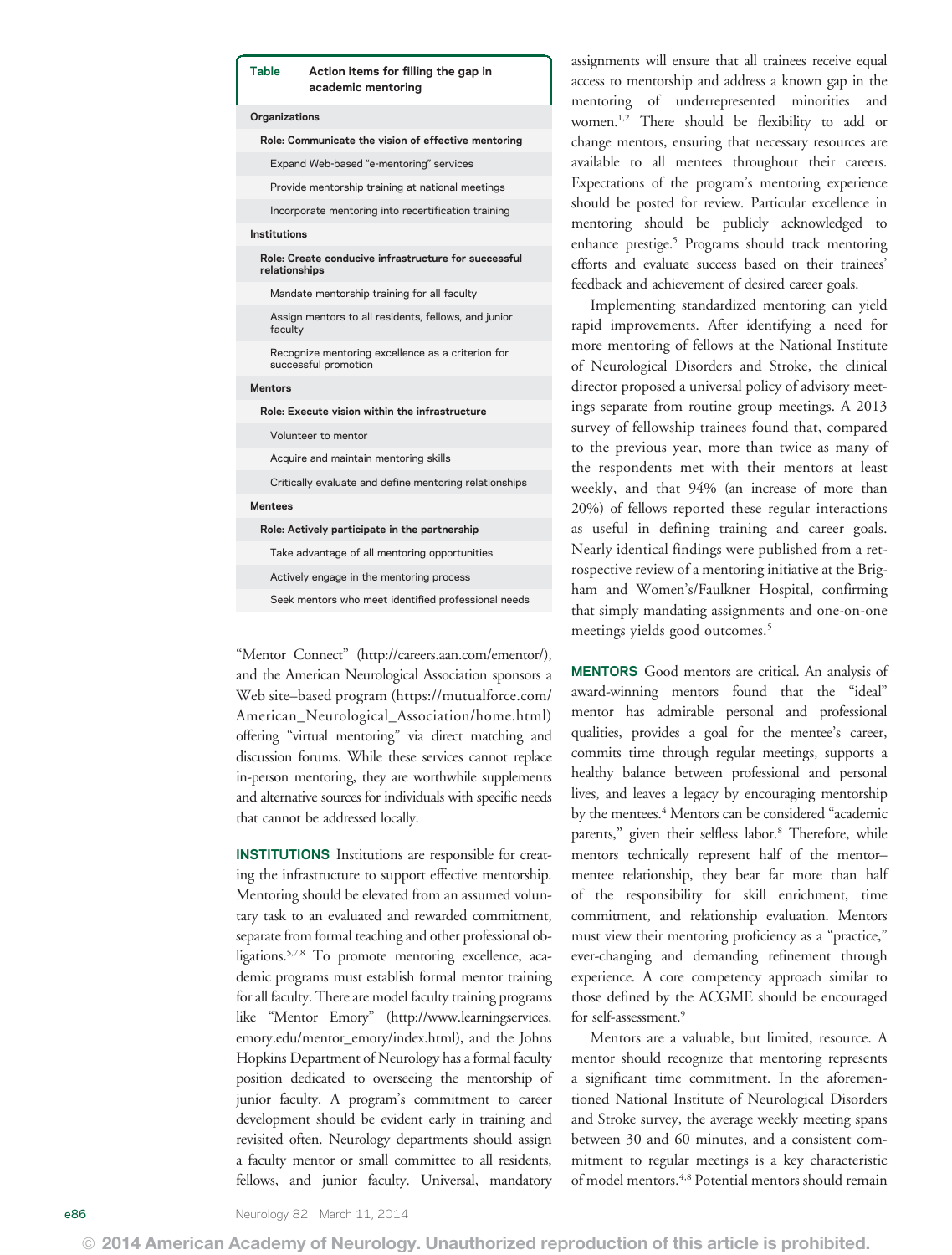**Table** Action items for filling the gap in academic mentoring

| |
|---|
| **Organizations** |
| **Role: Communicate the vision of effective mentoring** |
| Expand Web-based "e-mentoring" services |
| Provide mentorship training at national meetings |
| Incorporate mentoring into recertification training |
| **Institutions** |
| **Role: Create conducive infrastructure for successful relationships** |
| Mandate mentorship training for all faculty |
| Assign mentors to all residents, fellows, and junior faculty |
| Recognize mentoring excellence as a criterion for successful promotion |
| **Mentors** |
| **Role: Execute vision within the infrastructure** |
| Volunteer to mentor |
| Acquire and maintain mentoring skills |
| Critically evaluate and define mentoring relationships |
| **Mentees** |
| **Role: Actively participate in the partnership** |
| Take advantage of all mentoring opportunities |
| Actively engage in the mentoring process |
| Seek mentors who meet identified professional needs |

"Mentor Connect" (http://careers.aan.com/ementor/), and the American Neurological Association sponsors a Web site–based program (https://mutualforce.com/American_Neurological_Association/home.html) offering "virtual mentoring" via direct matching and discussion forums. While these services cannot replace in-person mentoring, they are worthwhile supplements and alternative sources for individuals with specific needs that cannot be addressed locally.

**INSTITUTIONS** Institutions are responsible for creating the infrastructure to support effective mentorship. Mentoring should be elevated from an assumed voluntary task to an evaluated and rewarded commitment, separate from formal teaching and other professional obligations.[5,7,8] To promote mentoring excellence, academic programs must establish formal mentor training for all faculty. There are model faculty training programs like "Mentor Emory" (http://www.learningservices.emory.edu/mentor_emory/index.html), and the Johns Hopkins Department of Neurology has a formal faculty position dedicated to overseeing the mentorship of junior faculty. A program's commitment to career development should be evident early in training and revisited often. Neurology departments should assign a faculty mentor or small committee to all residents, fellows, and junior faculty. Universal, mandatory assignments will ensure that all trainees receive equal access to mentorship and address a known gap in the mentoring of underrepresented minorities and women.[1,2] There should be flexibility to add or change mentors, ensuring that necessary resources are available to all mentees throughout their careers. Expectations of the program's mentoring experience should be posted for review. Particular excellence in mentoring should be publicly acknowledged to enhance prestige.[5] Programs should track mentoring efforts and evaluate success based on their trainees' feedback and achievement of desired career goals.

Implementing standardized mentoring can yield rapid improvements. After identifying a need for more mentoring of fellows at the National Institute of Neurological Disorders and Stroke, the clinical director proposed a universal policy of advisory meetings separate from routine group meetings. A 2013 survey of fellowship trainees found that, compared to the previous year, more than twice as many of the respondents met with their mentors at least weekly, and that 94% (an increase of more than 20%) of fellows reported these regular interactions as useful in defining training and career goals. Nearly identical findings were published from a retrospective review of a mentoring initiative at the Brigham and Women's/Faulkner Hospital, confirming that simply mandating assignments and one-on-one meetings yields good outcomes.[5]

**MENTORS** Good mentors are critical. An analysis of award-winning mentors found that the "ideal" mentor has admirable personal and professional qualities, provides a goal for the mentee's career, commits time through regular meetings, supports a healthy balance between professional and personal lives, and leaves a legacy by encouraging mentorship by the mentees.[4] Mentors can be considered "academic parents," given their selfless labor.[8] Therefore, while mentors technically represent half of the mentor–mentee relationship, they bear far more than half of the responsibility for skill enrichment, time commitment, and relationship evaluation. Mentors must view their mentoring proficiency as a "practice," ever-changing and demanding refinement through experience. A core competency approach similar to those defined by the ACGME should be encouraged for self-assessment.[9]

Mentors are a valuable, but limited, resource. A mentor should recognize that mentoring represents a significant time commitment. In the aforementioned National Institute of Neurological Disorders and Stroke survey, the average weekly meeting spans between 30 and 60 minutes, and a consistent commitment to regular meetings is a key characteristic of model mentors.[4,8] Potential mentors should remain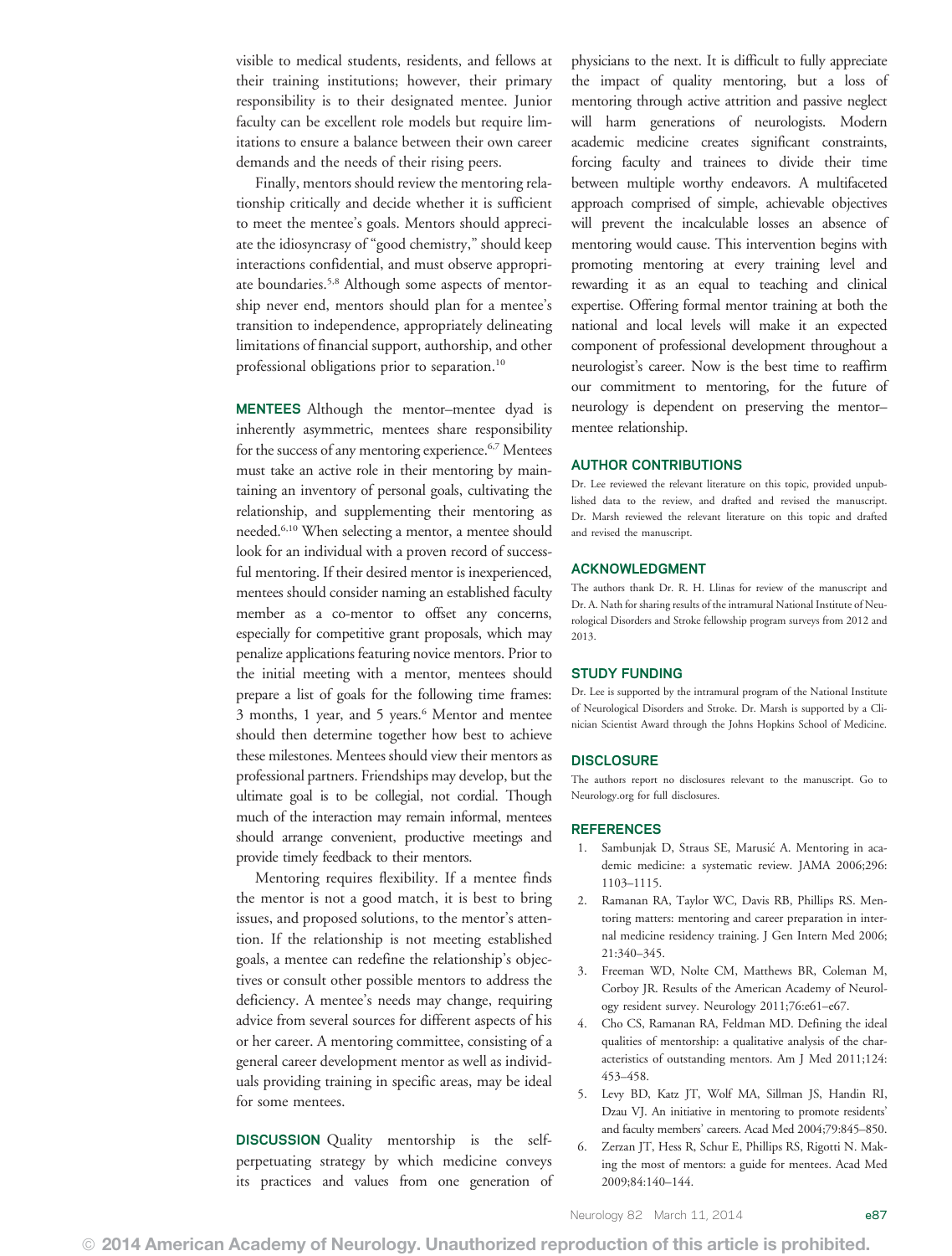visible to medical students, residents, and fellows at their training institutions; however, their primary responsibility is to their designated mentee. Junior faculty can be excellent role models but require limitations to ensure a balance between their own career demands and the needs of their rising peers.

Finally, mentors should review the mentoring relationship critically and decide whether it is sufficient to meet the mentee's goals. Mentors should appreciate the idiosyncrasy of "good chemistry," should keep interactions confidential, and must observe appropriate boundaries.[5,8] Although some aspects of mentorship never end, mentors should plan for a mentee's transition to independence, appropriately delineating limitations of financial support, authorship, and other professional obligations prior to separation.[10]

**MENTEES** Although the mentor–mentee dyad is inherently asymmetric, mentees share responsibility for the success of any mentoring experience.[6,7] Mentees must take an active role in their mentoring by maintaining an inventory of personal goals, cultivating the relationship, and supplementing their mentoring as needed.[6,10] When selecting a mentor, a mentee should look for an individual with a proven record of successful mentoring. If their desired mentor is inexperienced, mentees should consider naming an established faculty member as a co-mentor to offset any concerns, especially for competitive grant proposals, which may penalize applications featuring novice mentors. Prior to the initial meeting with a mentor, mentees should prepare a list of goals for the following time frames: 3 months, 1 year, and 5 years.[6] Mentor and mentee should then determine together how best to achieve these milestones. Mentees should view their mentors as professional partners. Friendships may develop, but the ultimate goal is to be collegial, not cordial. Though much of the interaction may remain informal, mentees should arrange convenient, productive meetings and provide timely feedback to their mentors.

Mentoring requires flexibility. If a mentee finds the mentor is not a good match, it is best to bring issues, and proposed solutions, to the mentor's attention. If the relationship is not meeting established goals, a mentee can redefine the relationship's objectives or consult other possible mentors to address the deficiency. A mentee's needs may change, requiring advice from several sources for different aspects of his or her career. A mentoring committee, consisting of a general career development mentor as well as individuals providing training in specific areas, may be ideal for some mentees.

**DISCUSSION** Quality mentorship is the self-perpetuating strategy by which medicine conveys its practices and values from one generation of physicians to the next. It is difficult to fully appreciate the impact of quality mentoring, but a loss of mentoring through active attrition and passive neglect will harm generations of neurologists. Modern academic medicine creates significant constraints, forcing faculty and trainees to divide their time between multiple worthy endeavors. A multifaceted approach comprised of simple, achievable objectives will prevent the incalculable losses an absence of mentoring would cause. This intervention begins with promoting mentoring at every training level and rewarding it as an equal to teaching and clinical expertise. Offering formal mentor training at both the national and local levels will make it an expected component of professional development throughout a neurologist's career. Now is the best time to reaffirm our commitment to mentoring, for the future of neurology is dependent on preserving the mentor–mentee relationship.

## AUTHOR CONTRIBUTIONS

Dr. Lee reviewed the relevant literature on this topic, provided unpublished data to the review, and drafted and revised the manuscript. Dr. Marsh reviewed the relevant literature on this topic and drafted and revised the manuscript.

## ACKNOWLEDGMENT

The authors thank Dr. R. H. Llinas for review of the manuscript and Dr. A. Nath for sharing results of the intramural National Institute of Neurological Disorders and Stroke fellowship program surveys from 2012 and 2013.

## STUDY FUNDING

Dr. Lee is supported by the intramural program of the National Institute of Neurological Disorders and Stroke. Dr. Marsh is supported by a Clinician Scientist Award through the Johns Hopkins School of Medicine.

## DISCLOSURE

The authors report no disclosures relevant to the manuscript. Go to Neurology.org for full disclosures.

## REFERENCES

1. Sambunjak D, Straus SE, Marusić A. Mentoring in academic medicine: a systematic review. JAMA 2006;296: 1103–1115.
2. Ramanan RA, Taylor WC, Davis RB, Phillips RS. Mentoring matters: mentoring and career preparation in internal medicine residency training. J Gen Intern Med 2006; 21:340–345.
3. Freeman WD, Nolte CM, Matthews BR, Coleman M, Corboy JR. Results of the American Academy of Neurology resident survey. Neurology 2011;76:e61–e67.
4. Cho CS, Ramanan RA, Feldman MD. Defining the ideal qualities of mentorship: a qualitative analysis of the characteristics of outstanding mentors. Am J Med 2011;124: 453–458.
5. Levy BD, Katz JT, Wolf MA, Sillman JS, Handin RI, Dzau VJ. An initiative in mentoring to promote residents' and faculty members' careers. Acad Med 2004;79:845–850.
6. Zerzan JT, Hess R, Schur E, Phillips RS, Rigotti N. Making the most of mentors: a guide for mentees. Acad Med 2009;84:140–144.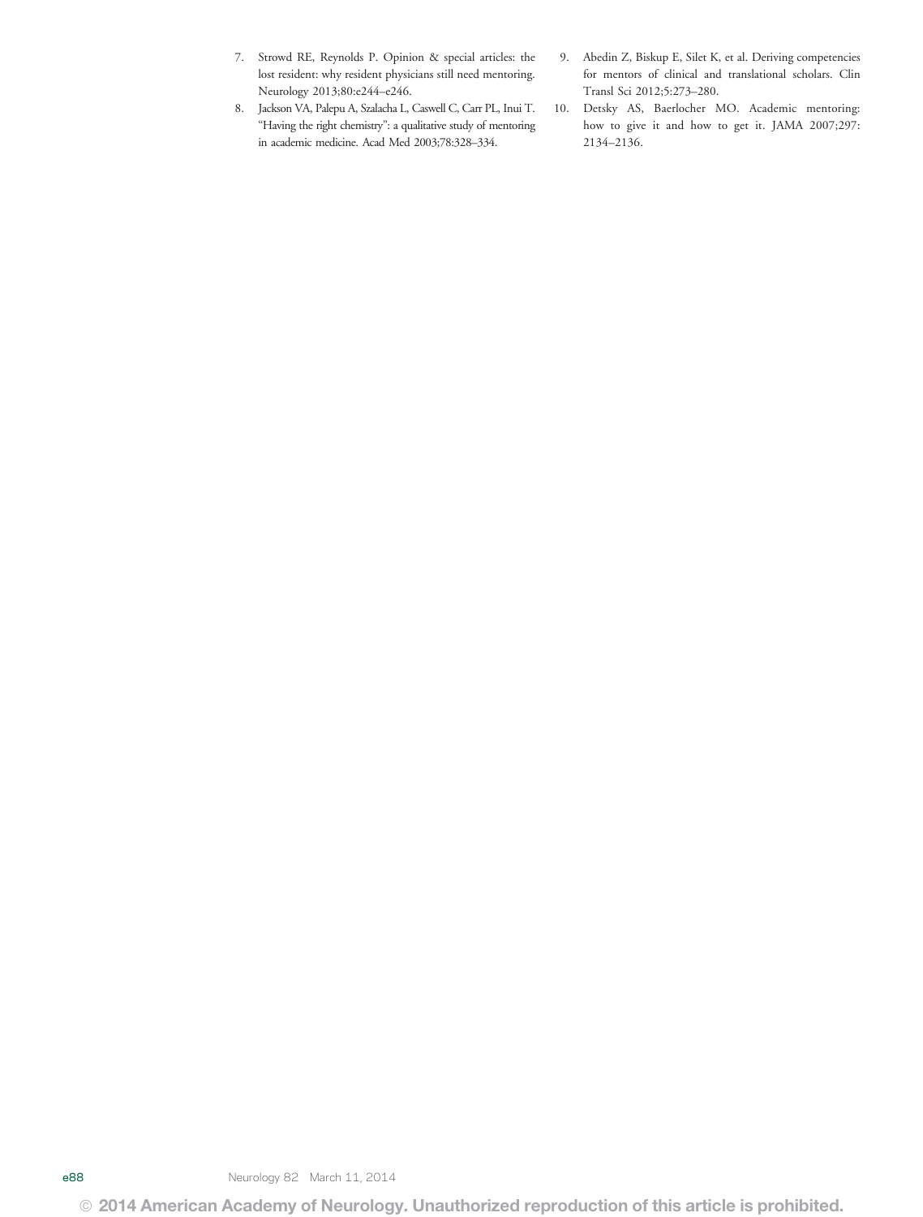7. Strowd RE, Reynolds P. Opinion & special articles: the lost resident: why resident physicians still need mentoring. Neurology 2013;80:e244–e246.
8. Jackson VA, Palepu A, Szalacha L, Caswell C, Carr PL, Inui T. "Having the right chemistry": a qualitative study of mentoring in academic medicine. Acad Med 2003;78:328–334.
9. Abedin Z, Biskup E, Silet K, et al. Deriving competencies for mentors of clinical and translational scholars. Clin Transl Sci 2012;5:273–280.
10. Detsky AS, Baerlocher MO. Academic mentoring: how to give it and how to get it. JAMA 2007;297: 2134–2136.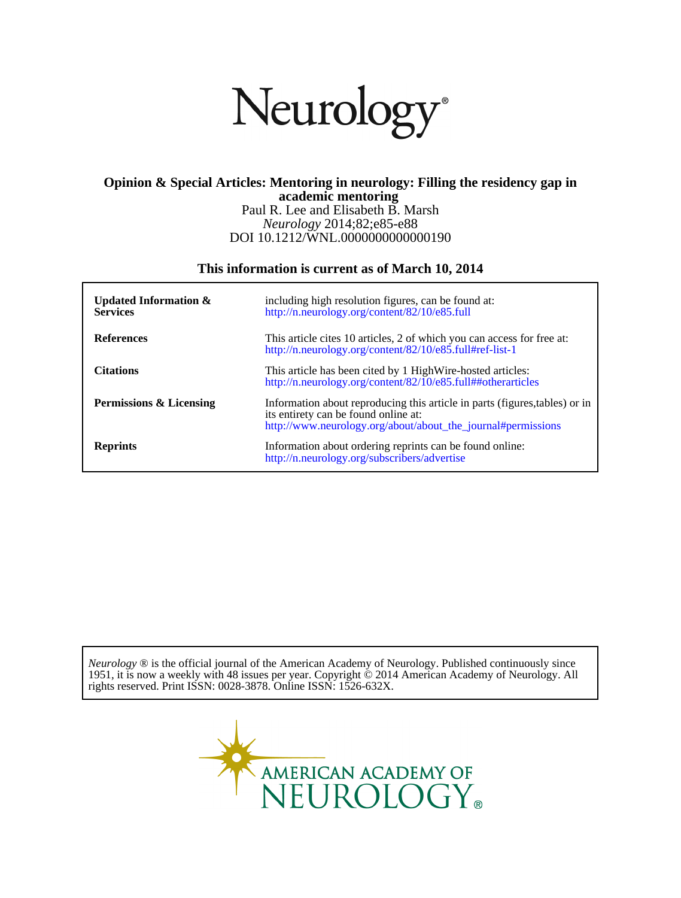# Neurology®

**Opinion & Special Articles: Mentoring in neurology: Filling the residency gap in academic mentoring**

Paul R. Lee and Elisabeth B. Marsh

*Neurology* 2014;82;e85-e88

DOI 10.1212/WNL.0000000000000190

**This information is current as of March 10, 2014**

| | |
|---|---|
| **Updated Information & Services** | including high resolution figures, can be found at: http://n.neurology.org/content/82/10/e85.full |
| **References** | This article cites 10 articles, 2 of which you can access for free at: http://n.neurology.org/content/82/10/e85.full#ref-list-1 |
| **Citations** | This article has been cited by 1 HighWire-hosted articles: http://n.neurology.org/content/82/10/e85.full##otherarticles |
| **Permissions & Licensing** | Information about reproducing this article in parts (figures,tables) or in its entirety can be found online at: http://www.neurology.org/about/about_the_journal#permissions |
| **Reprints** | Information about ordering reprints can be found online: http://n.neurology.org/subscribers/advertise |

*Neurology* ® is the official journal of the American Academy of Neurology. Published continuously since 1951, it is now a weekly with 48 issues per year. Copyright © 2014 American Academy of Neurology. All rights reserved. Print ISSN: 0028-3878. Online ISSN: 1526-632X.

AMERICAN ACADEMY OF NEUROLOGY®